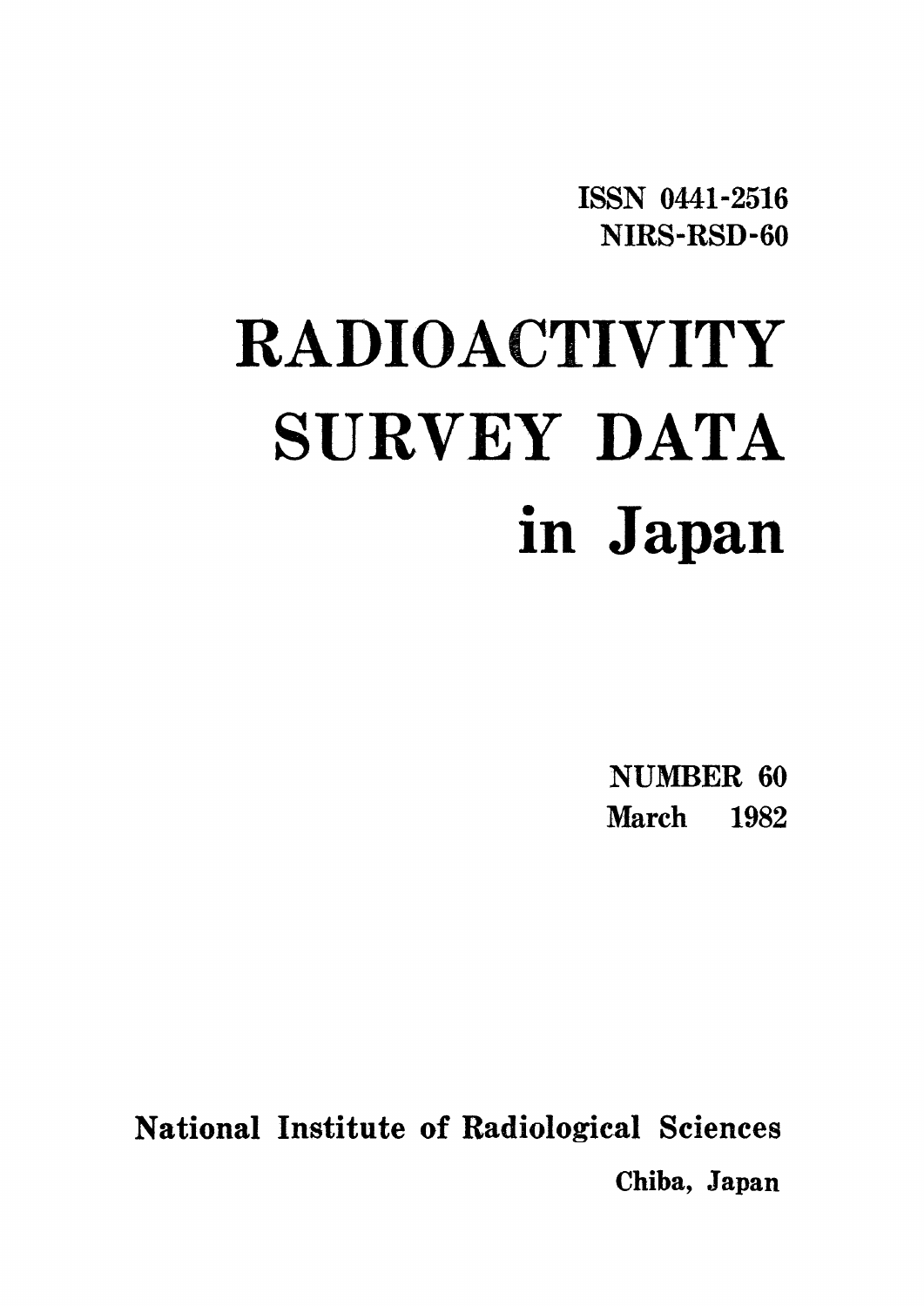ISSN 0441-2516
NIRS-RSD-60

# RADIOACTIVITY SURVEY DATA in Japan

NUMBER 60
March 1982

National Institute of Radiological Sciences
Chiba, Japan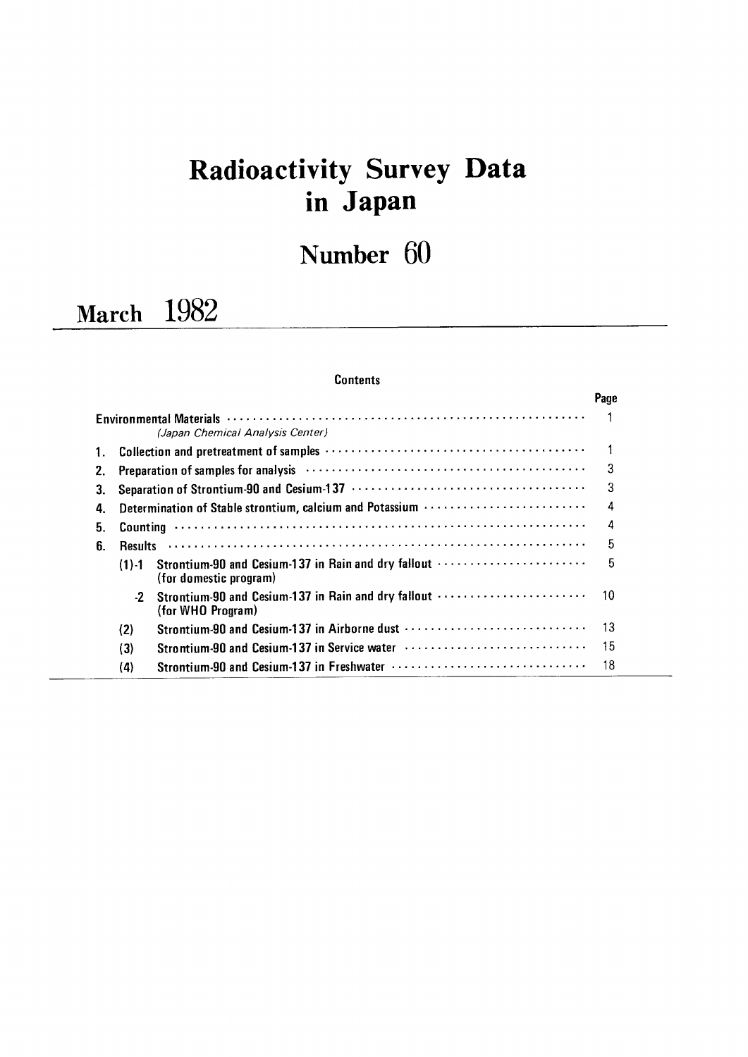# Radioactivity Survey Data in Japan

# Number 60

## March 1982

### Contents

| | | | Page |
|---|---|---|---|
| Environmental Materials *(Japan Chemical Analysis Center)* | | | 1 |
| 1. | Collection and pretreatment of samples | | 1 |
| 2. | Preparation of samples for analysis | | 3 |
| 3. | Separation of Strontium-90 and Cesium-137 | | 3 |
| 4. | Determination of Stable strontium, calcium and Potassium | | 4 |
| 5. | Counting | | 4 |
| 6. | Results | | 5 |
| | (1)-1 | Strontium-90 and Cesium-137 in Rain and dry fallout (for domestic program) | 5 |
| | -2 | Strontium-90 and Cesium-137 in Rain and dry fallout (for WHO Program) | 10 |
| | (2) | Strontium-90 and Cesium-137 in Airborne dust | 13 |
| | (3) | Strontium-90 and Cesium-137 in Service water | 15 |
| | (4) | Strontium-90 and Cesium-137 in Freshwater | 18 |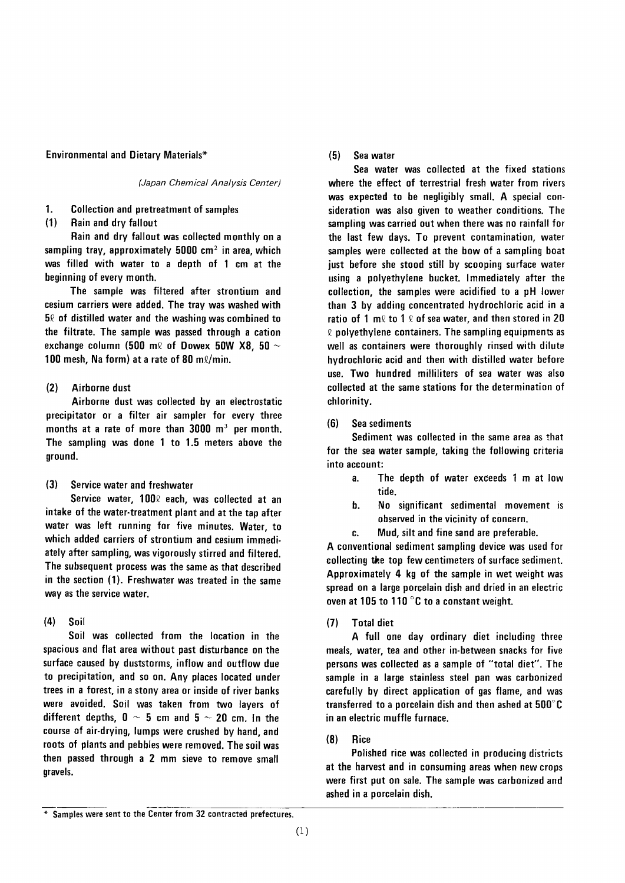Environmental and Dietary Materials*

*(Japan Chemical Analysis Center)*

## 1. Collection and pretreatment of samples

### (1) Rain and dry fallout

Rain and dry fallout was collected monthly on a sampling tray, approximately 5000 $cm^2$ in area, which was filled with water to a depth of 1 cm at the beginning of every month.

The sample was filtered after strontium and cesium carriers were added. The tray was washed with 5ℓ of distilled water and the washing was combined to the filtrate. The sample was passed through a cation exchange column (500 mℓ of Dowex 50W X8, 50 ~ 100 mesh, Na form) at a rate of 80 mℓ/min.

### (2) Airborne dust

Airborne dust was collected by an electrostatic precipitator or a filter air sampler for every three months at a rate of more than 3000 $m^3$ per month. The sampling was done 1 to 1.5 meters above the ground.

### (3) Service water and freshwater

Service water, 100ℓ each, was collected at an intake of the water-treatment plant and at the tap after water was left running for five minutes. Water, to which added carriers of strontium and cesium immediately after sampling, was vigorously stirred and filtered. The subsequent process was the same as that described in the section (1). Freshwater was treated in the same way as the service water.

### (4) Soil

Soil was collected from the location in the spacious and flat area without past disturbance on the surface caused by duststorms, inflow and outflow due to precipitation, and so on. Any places located under trees in a forest, in a stony area or inside of river banks were avoided. Soil was taken from two layers of different depths, 0 ~ 5 cm and 5 ~ 20 cm. In the course of air-drying, lumps were crushed by hand, and roots of plants and pebbles were removed. The soil was then passed through a 2 mm sieve to remove small gravels.

### (5) Sea water

Sea water was collected at the fixed stations where the effect of terrestrial fresh water from rivers was expected to be negligibly small. A special consideration was also given to weather conditions. The sampling was carried out when there was no rainfall for the last few days. To prevent contamination, water samples were collected at the bow of a sampling boat just before she stood still by scooping surface water using a polyethylene bucket. Immediately after the collection, the samples were acidified to a pH lower than 3 by adding concentrated hydrochloric acid in a ratio of 1 mℓ to 1 ℓ of sea water, and then stored in 20 ℓ polyethylene containers. The sampling equipments as well as containers were thoroughly rinsed with dilute hydrochloric acid and then with distilled water before use. Two hundred milliliters of sea water was also collected at the same stations for the determination of chlorinity.

### (6) Sea sediments

Sediment was collected in the same area as that for the sea water sample, taking the following criteria into account:

a. The depth of water exceeds 1 m at low tide.

b. No significant sedimental movement is observed in the vicinity of concern.

c. Mud, silt and fine sand are preferable.

A conventional sediment sampling device was used for collecting the top few centimeters of surface sediment. Approximately 4 kg of the sample in wet weight was spread on a large porcelain dish and dried in an electric oven at 105 to 110 °C to a constant weight.

### (7) Total diet

A full one day ordinary diet including three meals, water, tea and other in-between snacks for five persons was collected as a sample of "total diet". The sample in a large stainless steel pan was carbonized carefully by direct application of gas flame, and was transferred to a porcelain dish and then ashed at 500°C in an electric muffle furnace.

### (8) Rice

Polished rice was collected in producing districts at the harvest and in consuming areas when new crops were first put on sale. The sample was carbonized and ashed in a porcelain dish.

---

\* Samples were sent to the Center from 32 contracted prefectures.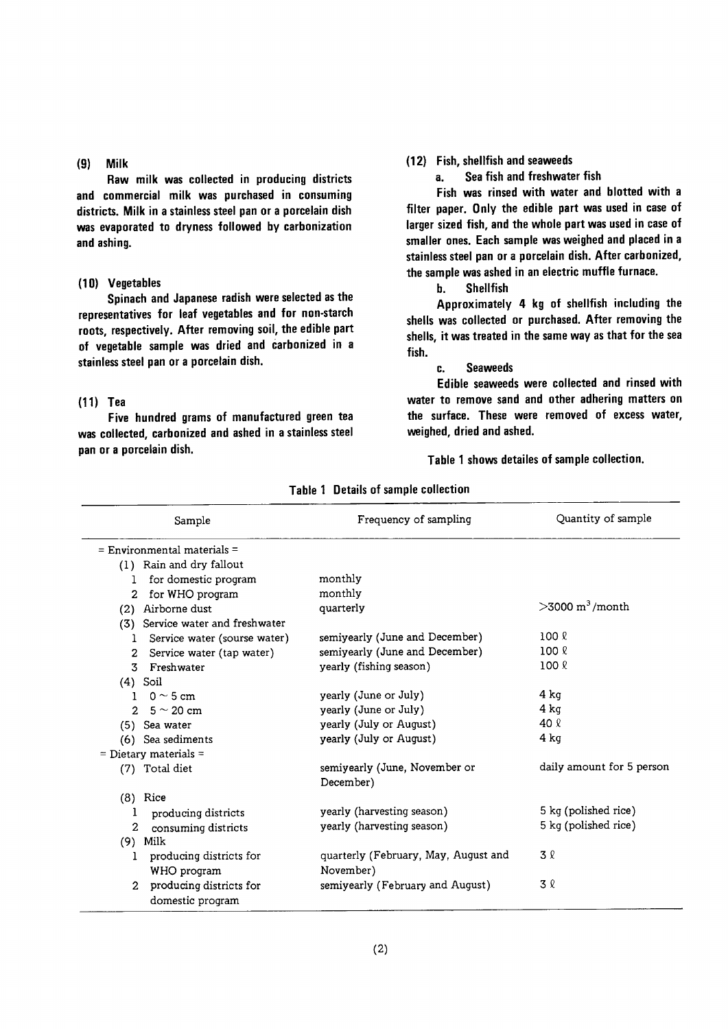### (9) Milk

Raw milk was collected in producing districts and commercial milk was purchased in consuming districts. Milk in a stainless steel pan or a porcelain dish was evaporated to dryness followed by carbonization and ashing.

### (10) Vegetables

Spinach and Japanese radish were selected as the representatives for leaf vegetables and for non-starch roots, respectively. After removing soil, the edible part of vegetable sample was dried and carbonized in a stainless steel pan or a porcelain dish.

### (11) Tea

Five hundred grams of manufactured green tea was collected, carbonized and ashed in a stainless steel pan or a porcelain dish.

### (12) Fish, shellfish and seaweeds

**a. Sea fish and freshwater fish**

Fish was rinsed with water and blotted with a filter paper. Only the edible part was used in case of larger sized fish, and the whole part was used in case of smaller ones. Each sample was weighed and placed in a stainless steel pan or a porcelain dish. After carbonized, the sample was ashed in an electric muffle furnace.

**b. Shellfish**

Approximately 4 kg of shellfish including the shells was collected or purchased. After removing the shells, it was treated in the same way as that for the sea fish.

**c. Seaweeds**

Edible seaweeds were collected and rinsed with water to remove sand and other adhering matters on the surface. These were removed of excess water, weighed, dried and ashed.

Table 1 shows detailes of sample collection.

**Table 1 Details of sample collection**

| Sample | Frequency of sampling | Quantity of sample |
|---|---|---|
| = Environmental materials = | | |
| (1) Rain and dry fallout | | |
| 1 for domestic program | monthly | |
| 2 for WHO program | monthly | |
| (2) Airborne dust | quarterly | $>3000$ m$^3$/month |
| (3) Service water and freshwater | | |
| 1 Service water (sourse water) | semiyearly (June and December) | 100 ℓ |
| 2 Service water (tap water) | semiyearly (June and December) | 100 ℓ |
| 3 Freshwater | yearly (fishing season) | 100 ℓ |
| (4) Soil | | |
| 1 0 ~ 5 cm | yearly (June or July) | 4 kg |
| 2 5 ~ 20 cm | yearly (June or July) | 4 kg |
| (5) Sea water | yearly (July or August) | 40 ℓ |
| (6) Sea sediments | yearly (July or August) | 4 kg |
| = Dietary materials = | | |
| (7) Total diet | semiyearly (June, November or December) | daily amount for 5 person |
| (8) Rice | | |
| 1 producing districts | yearly (harvesting season) | 5 kg (polished rice) |
| 2 consuming districts | yearly (harvesting season) | 5 kg (polished rice) |
| (9) Milk | | |
| 1 producing districts for WHO program | quarterly (February, May, August and November) | 3 ℓ |
| 2 producing districts for domestic program | semiyearly (February and August) | 3 ℓ |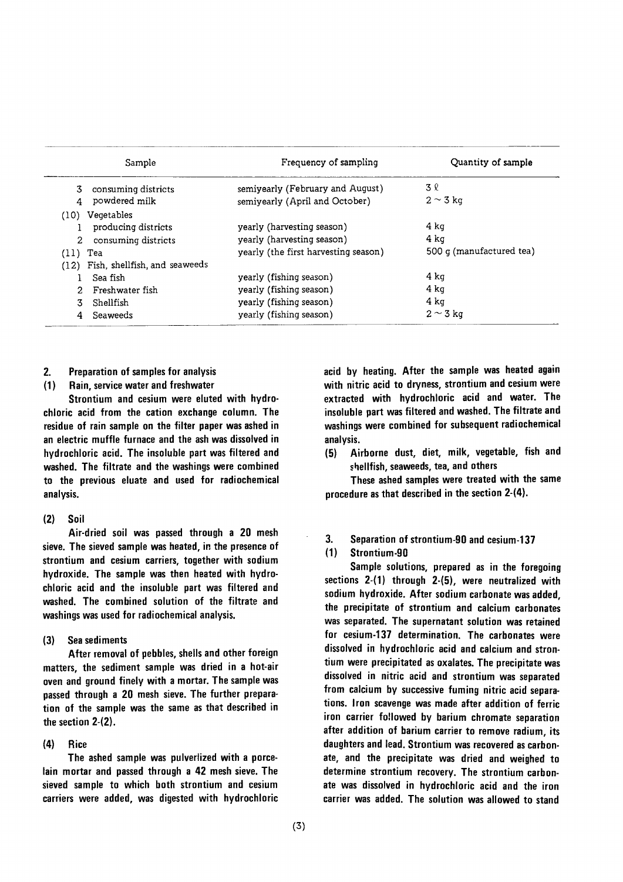| Sample | Frequency of sampling | Quantity of sample |
|---|---|---|
| 3 consuming districts | semiyearly (February and August) | 3 ℓ |
| 4 powdered milk | semiyearly (April and October) | 2 ~ 3 kg |
| (10) Vegetables | | |
| 1 producing districts | yearly (harvesting season) | 4 kg |
| 2 consuming districts | yearly (harvesting season) | 4 kg |
| (11) Tea | yearly (the first harvesting season) | 500 g (manufactured tea) |
| (12) Fish, shellfish, and seaweeds | | |
| 1 Sea fish | yearly (fishing season) | 4 kg |
| 2 Freshwater fish | yearly (fishing season) | 4 kg |
| 3 Shellfish | yearly (fishing season) | 4 kg |
| 4 Seaweeds | yearly (fishing season) | 2 ~ 3 kg |

## 2. Preparation of samples for analysis

### (1) Rain, service water and freshwater

Strontium and cesium were eluted with hydrochloric acid from the cation exchange column. The residue of rain sample on the filter paper was ashed in an electric muffle furnace and the ash was dissolved in hydrochloric acid. The insoluble part was filtered and washed. The filtrate and the washings were combined to the previous eluate and used for radiochemical analysis.

### (2) Soil

Air-dried soil was passed through a 20 mesh sieve. The sieved sample was heated, in the presence of strontium and cesium carriers, together with sodium hydroxide. The sample was then heated with hydrochloric acid and the insoluble part was filtered and washed. The combined solution of the filtrate and washings was used for radiochemical analysis.

### (3) Sea sediments

After removal of pebbles, shells and other foreign matters, the sediment sample was dried in a hot-air oven and ground finely with a mortar. The sample was passed through a 20 mesh sieve. The further preparation of the sample was the same as that described in the section 2-(2).

### (4) Rice

The ashed sample was pulverlized with a porcelain mortar and passed through a 42 mesh sieve. The sieved sample to which both strontium and cesium carriers were added, was digested with hydrochloric acid by heating. After the sample was heated again with nitric acid to dryness, strontium and cesium were extracted with hydrochloric acid and water. The insoluble part was filtered and washed. The filtrate and washings were combined for subsequent radiochemical analysis.

### (5) Airborne dust, diet, milk, vegetable, fish and shellfish, seaweeds, tea, and others

These ashed samples were treated with the same procedure as that described in the section 2-(4).

## 3. Separation of strontium-90 and cesium-137

### (1) Strontium-90

Sample solutions, prepared as in the foregoing sections 2-(1) through 2-(5), were neutralized with sodium hydroxide. After sodium carbonate was added, the precipitate of strontium and calcium carbonates was separated. The supernatant solution was retained for cesium-137 determination. The carbonates were dissolved in hydrochloric acid and calcium and strontium were precipitated as oxalates. The precipitate was dissolved in nitric acid and strontium was separated from calcium by successive fuming nitric acid separations. Iron scavenge was made after addition of ferric iron carrier followed by barium chromate separation after addition of barium carrier to remove radium, its daughters and lead. Strontium was recovered as carbonate, and the precipitate was dried and weighed to determine strontium recovery. The strontium carbonate was dissolved in hydrochloric acid and the iron carrier was added. The solution was allowed to stand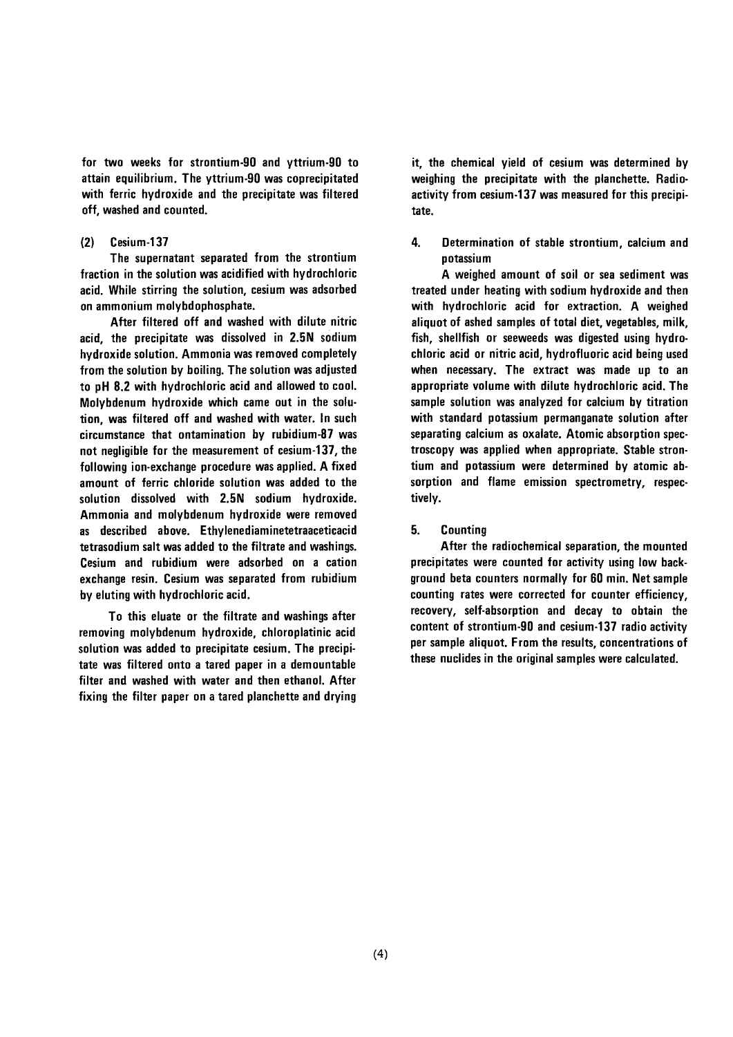for two weeks for strontium-90 and yttrium-90 to attain equilibrium. The yttrium-90 was coprecipitated with ferric hydroxide and the precipitate was filtered off, washed and counted.

### (2) Cesium-137

The supernatant separated from the strontium fraction in the solution was acidified with hydrochloric acid. While stirring the solution, cesium was adsorbed on ammonium molybdophosphate.

After filtered off and washed with dilute nitric acid, the precipitate was dissolved in 2.5N sodium hydroxide solution. Ammonia was removed completely from the solution by boiling. The solution was adjusted to pH 8.2 with hydrochloric acid and allowed to cool. Molybdenum hydroxide which came out in the solution, was filtered off and washed with water. In such circumstance that ontamination by rubidium-87 was not negligible for the measurement of cesium-137, the following ion-exchange procedure was applied. A fixed amount of ferric chloride solution was added to the solution dissolved with 2.5N sodium hydroxide. Ammonia and molybdenum hydroxide were removed as described above. Ethylenediaminetetraaceticacid tetrasodium salt was added to the filtrate and washings. Cesium and rubidium were adsorbed on a cation exchange resin. Cesium was separated from rubidium by eluting with hydrochloric acid.

To this eluate or the filtrate and washings after removing molybdenum hydroxide, chloroplatinic acid solution was added to precipitate cesium. The precipitate was filtered onto a tared paper in a demountable filter and washed with water and then ethanol. After fixing the filter paper on a tared planchette and drying it, the chemical yield of cesium was determined by weighing the precipitate with the planchette. Radioactivity from cesium-137 was measured for this precipitate.

## 4. Determination of stable strontium, calcium and potassium

A weighed amount of soil or sea sediment was treated under heating with sodium hydroxide and then with hydrochloric acid for extraction. A weighed aliquot of ashed samples of total diet, vegetables, milk, fish, shellfish or seeweeds was digested using hydrochloric acid or nitric acid, hydrofluoric acid being used when necessary. The extract was made up to an appropriate volume with dilute hydrochloric acid. The sample solution was analyzed for calcium by titration with standard potassium permanganate solution after separating calcium as oxalate. Atomic absorption spectroscopy was applied when appropriate. Stable strontium and potassium were determined by atomic absorption and flame emission spectrometry, respectively.

## 5. Counting

After the radiochemical separation, the mounted precipitates were counted for activity using low background beta counters normally for 60 min. Net sample counting rates were corrected for counter efficiency, recovery, self-absorption and decay to obtain the content of strontium-90 and cesium-137 radio activity per sample aliquot. From the results, concentrations of these nuclides in the original samples were calculated.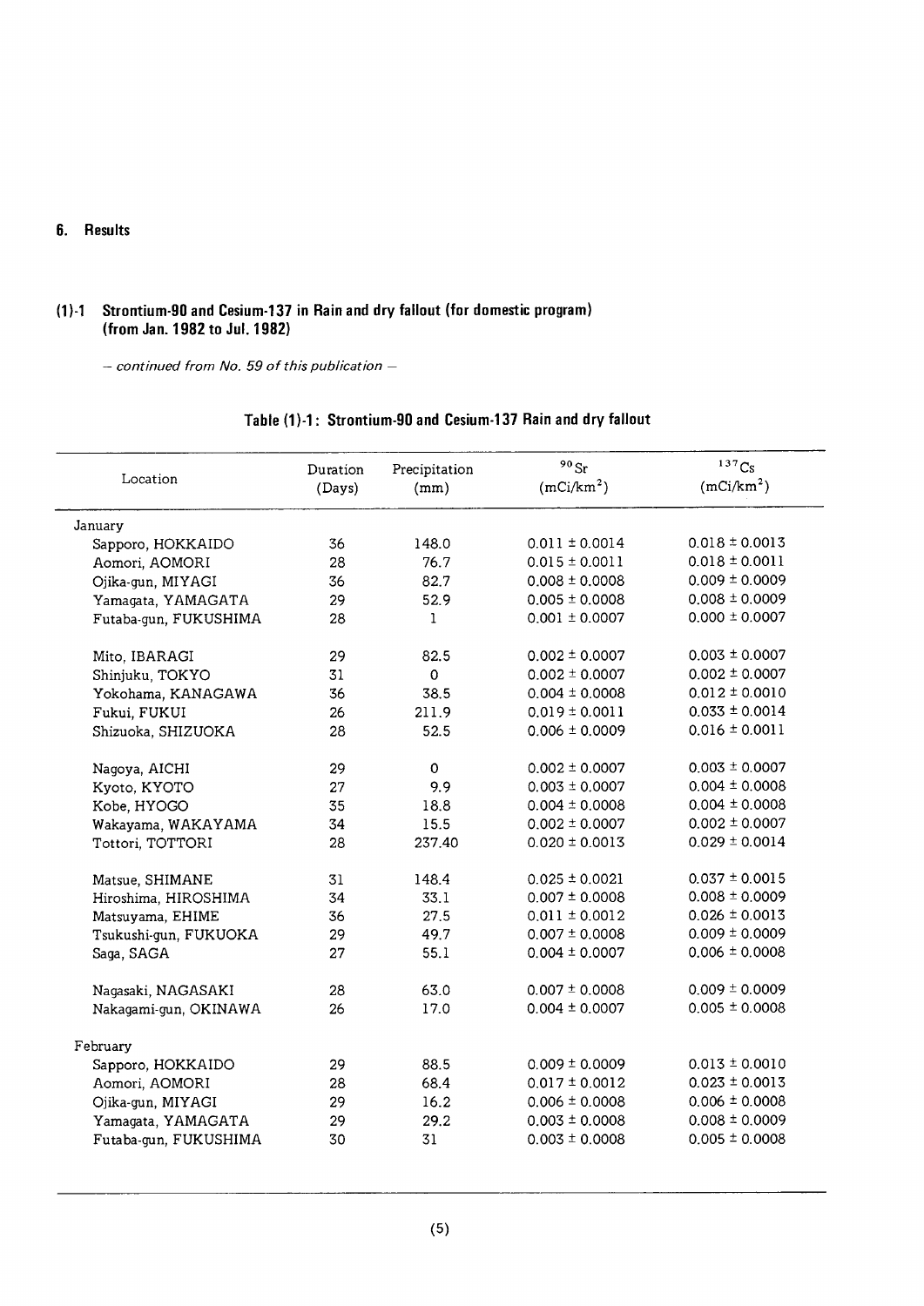## 6. Results

### (1)-1 Strontium-90 and Cesium-137 in Rain and dry fallout (for domestic program) (from Jan. 1982 to Jul. 1982)

*– continued from No. 59 of this publication –*

**Table (1)-1: Strontium-90 and Cesium-137 Rain and dry fallout**

| Location | Duration (Days) | Precipitation (mm) | $^{90}Sr$ ($mCi/km^2$) | $^{137}Cs$ ($mCi/km^2$) |
|---|---|---|---|---|
| January | | | | |
| Sapporo, HOKKAIDO | 36 | 148.0 | 0.011 ± 0.0014 | 0.018 ± 0.0013 |
| Aomori, AOMORI | 28 | 76.7 | 0.015 ± 0.0011 | 0.018 ± 0.0011 |
| Ojika-gun, MIYAGI | 36 | 82.7 | 0.008 ± 0.0008 | 0.009 ± 0.0009 |
| Yamagata, YAMAGATA | 29 | 52.9 | 0.005 ± 0.0008 | 0.008 ± 0.0009 |
| Futaba-gun, FUKUSHIMA | 28 | 1 | 0.001 ± 0.0007 | 0.000 ± 0.0007 |
| Mito, IBARAGI | 29 | 82.5 | 0.002 ± 0.0007 | 0.003 ± 0.0007 |
| Shinjuku, TOKYO | 31 | 0 | 0.002 ± 0.0007 | 0.002 ± 0.0007 |
| Yokohama, KANAGAWA | 36 | 38.5 | 0.004 ± 0.0008 | 0.012 ± 0.0010 |
| Fukui, FUKUI | 26 | 211.9 | 0.019 ± 0.0011 | 0.033 ± 0.0014 |
| Shizuoka, SHIZUOKA | 28 | 52.5 | 0.006 ± 0.0009 | 0.016 ± 0.0011 |
| Nagoya, AICHI | 29 | 0 | 0.002 ± 0.0007 | 0.003 ± 0.0007 |
| Kyoto, KYOTO | 27 | 9.9 | 0.003 ± 0.0007 | 0.004 ± 0.0008 |
| Kobe, HYOGO | 35 | 18.8 | 0.004 ± 0.0008 | 0.004 ± 0.0008 |
| Wakayama, WAKAYAMA | 34 | 15.5 | 0.002 ± 0.0007 | 0.002 ± 0.0007 |
| Tottori, TOTTORI | 28 | 237.40 | 0.020 ± 0.0013 | 0.029 ± 0.0014 |
| Matsue, SHIMANE | 31 | 148.4 | 0.025 ± 0.0021 | 0.037 ± 0.0015 |
| Hiroshima, HIROSHIMA | 34 | 33.1 | 0.007 ± 0.0008 | 0.008 ± 0.0009 |
| Matsuyama, EHIME | 36 | 27.5 | 0.011 ± 0.0012 | 0.026 ± 0.0013 |
| Tsukushi-gun, FUKUOKA | 29 | 49.7 | 0.007 ± 0.0008 | 0.009 ± 0.0009 |
| Saga, SAGA | 27 | 55.1 | 0.004 ± 0.0007 | 0.006 ± 0.0008 |
| Nagasaki, NAGASAKI | 28 | 63.0 | 0.007 ± 0.0008 | 0.009 ± 0.0009 |
| Nakagami-gun, OKINAWA | 26 | 17.0 | 0.004 ± 0.0007 | 0.005 ± 0.0008 |
| February | | | | |
| Sapporo, HOKKAIDO | 29 | 88.5 | 0.009 ± 0.0009 | 0.013 ± 0.0010 |
| Aomori, AOMORI | 28 | 68.4 | 0.017 ± 0.0012 | 0.023 ± 0.0013 |
| Ojika-gun, MIYAGI | 29 | 16.2 | 0.006 ± 0.0008 | 0.006 ± 0.0008 |
| Yamagata, YAMAGATA | 29 | 29.2 | 0.003 ± 0.0008 | 0.008 ± 0.0009 |
| Futaba-gun, FUKUSHIMA | 30 | 31 | 0.003 ± 0.0008 | 0.005 ± 0.0008 |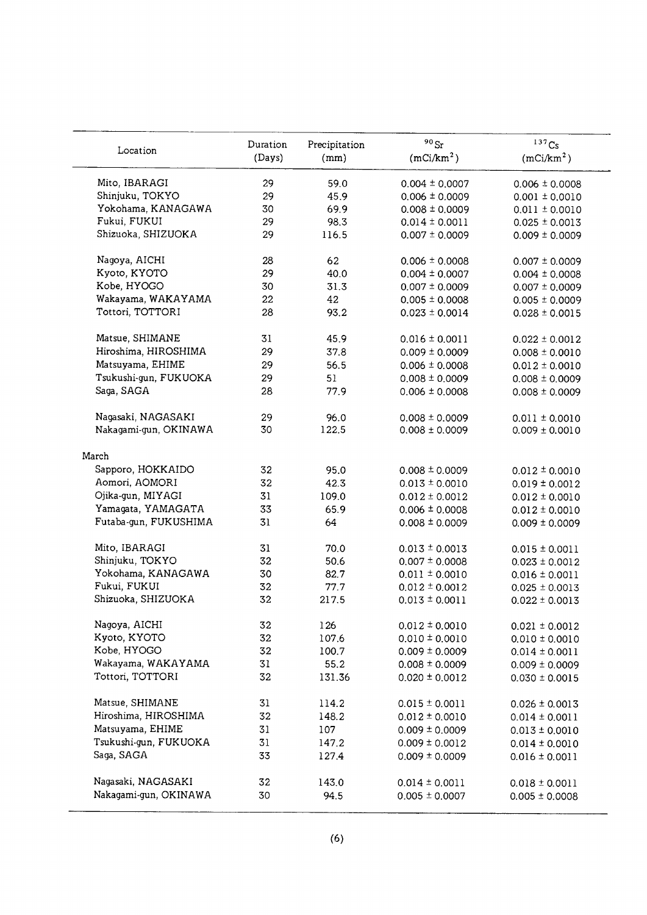| Location | Duration (Days) | Precipitation (mm) | $^{90}Sr$ ($mCi/km^2$) | $^{137}Cs$ ($mCi/km^2$) |
|---|---|---|---|---|
| Mito, IBARAGI | 29 | 59.0 | 0.004 ± 0.0007 | 0.006 ± 0.0008 |
| Shinjuku, TOKYO | 29 | 45.9 | 0.006 ± 0.0009 | 0.001 ± 0.0010 |
| Yokohama, KANAGAWA | 30 | 69.9 | 0.008 ± 0.0009 | 0.011 ± 0.0010 |
| Fukui, FUKUI | 29 | 98.3 | 0.014 ± 0.0011 | 0.025 ± 0.0013 |
| Shizuoka, SHIZUOKA | 29 | 116.5 | 0.007 ± 0.0009 | 0.009 ± 0.0009 |
| Nagoya, AICHI | 28 | 62 | 0.006 ± 0.0008 | 0.007 ± 0.0009 |
| Kyoto, KYOTO | 29 | 40.0 | 0.004 ± 0.0007 | 0.004 ± 0.0008 |
| Kobe, HYOGO | 30 | 31.3 | 0.007 ± 0.0009 | 0.007 ± 0.0009 |
| Wakayama, WAKAYAMA | 22 | 42 | 0.005 ± 0.0008 | 0.005 ± 0.0009 |
| Tottori, TOTTORI | 28 | 93.2 | 0.023 ± 0.0014 | 0.028 ± 0.0015 |
| Matsue, SHIMANE | 31 | 45.9 | 0.016 ± 0.0011 | 0.022 ± 0.0012 |
| Hiroshima, HIROSHIMA | 29 | 37.8 | 0.009 ± 0.0009 | 0.008 ± 0.0010 |
| Matsuyama, EHIME | 29 | 56.5 | 0.006 ± 0.0008 | 0.012 ± 0.0010 |
| Tsukushi-gun, FUKUOKA | 29 | 51 | 0.008 ± 0.0009 | 0.008 ± 0.0009 |
| Saga, SAGA | 28 | 77.9 | 0.006 ± 0.0008 | 0.008 ± 0.0009 |
| Nagasaki, NAGASAKI | 29 | 96.0 | 0.008 ± 0.0009 | 0.011 ± 0.0010 |
| Nakagami-gun, OKINAWA | 30 | 122.5 | 0.008 ± 0.0009 | 0.009 ± 0.0010 |
| March | | | | |
| Sapporo, HOKKAIDO | 32 | 95.0 | 0.008 ± 0.0009 | 0.012 ± 0.0010 |
| Aomori, AOMORI | 32 | 42.3 | 0.013 ± 0.0010 | 0.019 ± 0.0012 |
| Ojika-gun, MIYAGI | 31 | 109.0 | 0.012 ± 0.0012 | 0.012 ± 0.0010 |
| Yamagata, YAMAGATA | 33 | 65.9 | 0.006 ± 0.0008 | 0.012 ± 0.0010 |
| Futaba-gun, FUKUSHIMA | 31 | 64 | 0.008 ± 0.0009 | 0.009 ± 0.0009 |
| Mito, IBARAGI | 31 | 70.0 | 0.013 ± 0.0013 | 0.015 ± 0.0011 |
| Shinjuku, TOKYO | 32 | 50.6 | 0.007 ± 0.0008 | 0.023 ± 0.0012 |
| Yokohama, KANAGAWA | 30 | 82.7 | 0.011 ± 0.0010 | 0.016 ± 0.0011 |
| Fukui, FUKUI | 32 | 77.7 | 0.012 ± 0.0012 | 0.025 ± 0.0013 |
| Shizuoka, SHIZUOKA | 32 | 217.5 | 0.013 ± 0.0011 | 0.022 ± 0.0013 |
| Nagoya, AICHI | 32 | 126 | 0.012 ± 0.0010 | 0.021 ± 0.0012 |
| Kyoto, KYOTO | 32 | 107.6 | 0.010 ± 0.0010 | 0.010 ± 0.0010 |
| Kobe, HYOGO | 32 | 100.7 | 0.009 ± 0.0009 | 0.014 ± 0.0011 |
| Wakayama, WAKAYAMA | 31 | 55.2 | 0.008 ± 0.0009 | 0.009 ± 0.0009 |
| Tottori, TOTTORI | 32 | 131.36 | 0.020 ± 0.0012 | 0.030 ± 0.0015 |
| Matsue, SHIMANE | 31 | 114.2 | 0.015 ± 0.0011 | 0.026 ± 0.0013 |
| Hiroshima, HIROSHIMA | 32 | 148.2 | 0.012 ± 0.0010 | 0.014 ± 0.0011 |
| Matsuyama, EHIME | 31 | 107 | 0.009 ± 0.0009 | 0.013 ± 0.0010 |
| Tsukushi-gun, FUKUOKA | 31 | 147.2 | 0.009 ± 0.0012 | 0.014 ± 0.0010 |
| Saga, SAGA | 33 | 127.4 | 0.009 ± 0.0009 | 0.016 ± 0.0011 |
| Nagasaki, NAGASAKI | 32 | 143.0 | 0.014 ± 0.0011 | 0.018 ± 0.0011 |
| Nakagami-gun, OKINAWA | 30 | 94.5 | 0.005 ± 0.0007 | 0.005 ± 0.0008 |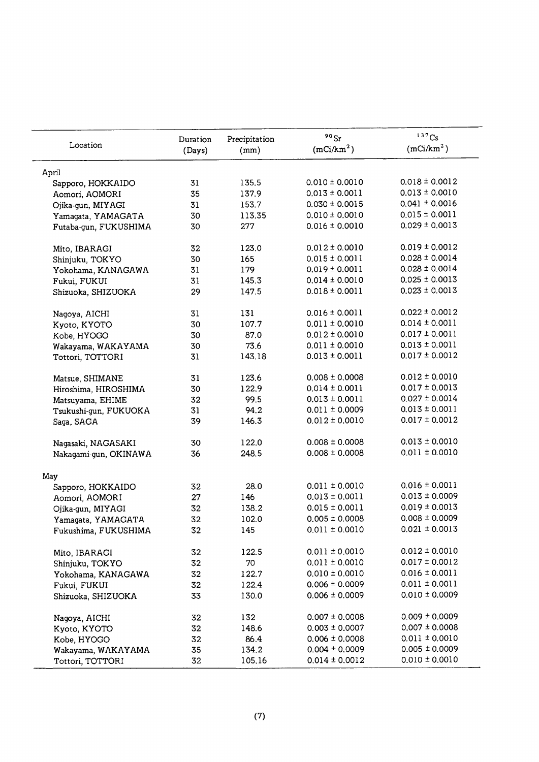| Location | Duration (Days) | Precipitation (mm) | $^{90}Sr$ (mCi/km$^2$) | $^{137}Cs$ (mCi/km$^2$) |
|---|---|---|---|---|
| April | | | | |
| Sapporo, HOKKAIDO | 31 | 135.5 | 0.010 ± 0.0010 | 0.018 ± 0.0012 |
| Aomori, AOMORI | 35 | 137.9 | 0.013 ± 0.0011 | 0.013 ± 0.0010 |
| Ojika-gun, MIYAGI | 31 | 153.7 | 0.030 ± 0.0015 | 0.041 ± 0.0016 |
| Yamagata, YAMAGATA | 30 | 113.35 | 0.010 ± 0.0010 | 0.015 ± 0.0011 |
| Futaba-gun, FUKUSHIMA | 30 | 277 | 0.016 ± 0.0010 | 0.029 ± 0.0013 |
| Mito, IBARAGI | 32 | 123.0 | 0.012 ± 0.0010 | 0.019 ± 0.0012 |
| Shinjuku, TOKYO | 30 | 165 | 0.015 ± 0.0011 | 0.028 ± 0.0014 |
| Yokohama, KANAGAWA | 31 | 179 | 0.019 ± 0.0011 | 0.028 ± 0.0014 |
| Fukui, FUKUI | 31 | 145.3 | 0.014 ± 0.0010 | 0.025 ± 0.0013 |
| Shizuoka, SHIZUOKA | 29 | 147.5 | 0.018 ± 0.0011 | 0.023 ± 0.0013 |
| Nagoya, AICHI | 31 | 131 | 0.016 ± 0.0011 | 0.022 ± 0.0012 |
| Kyoto, KYOTO | 30 | 107.7 | 0.011 ± 0.0010 | 0.014 ± 0.0011 |
| Kobe, HYOGO | 30 | 87.0 | 0.012 ± 0.0010 | 0.017 ± 0.0011 |
| Wakayama, WAKAYAMA | 30 | 73.6 | 0.011 ± 0.0010 | 0.013 ± 0.0011 |
| Tottori, TOTTORI | 31 | 143.18 | 0.013 ± 0.0011 | 0.017 ± 0.0012 |
| Matsue, SHIMANE | 31 | 123.6 | 0.008 ± 0.0008 | 0.012 ± 0.0010 |
| Hiroshima, HIROSHIMA | 30 | 122.9 | 0.014 ± 0.0011 | 0.017 ± 0.0013 |
| Matsuyama, EHIME | 32 | 99.5 | 0.013 ± 0.0011 | 0.027 ± 0.0014 |
| Tsukushi-gun, FUKUOKA | 31 | 94.2 | 0.011 ± 0.0009 | 0.013 ± 0.0011 |
| Saga, SAGA | 39 | 146.3 | 0.012 ± 0.0010 | 0.017 ± 0.0012 |
| Nagasaki, NAGASAKI | 30 | 122.0 | 0.008 ± 0.0008 | 0.013 ± 0.0010 |
| Nakagami-gun, OKINAWA | 36 | 248.5 | 0.008 ± 0.0008 | 0.011 ± 0.0010 |
| May | | | | |
| Sapporo, HOKKAIDO | 32 | 28.0 | 0.011 ± 0.0010 | 0.016 ± 0.0011 |
| Aomori, AOMORI | 27 | 146 | 0.013 ± 0.0011 | 0.013 ± 0.0009 |
| Ojika-gun, MIYAGI | 32 | 138.2 | 0.015 ± 0.0011 | 0.019 ± 0.0013 |
| Yamagata, YAMAGATA | 32 | 102.0 | 0.005 ± 0.0008 | 0.008 ± 0.0009 |
| Fukushima, FUKUSHIMA | 32 | 145 | 0.011 ± 0.0010 | 0.021 ± 0.0013 |
| Mito, IBARAGI | 32 | 122.5 | 0.011 ± 0.0010 | 0.012 ± 0.0010 |
| Shinjuku, TOKYO | 32 | 70 | 0.011 ± 0.0010 | 0.017 ± 0.0012 |
| Yokohama, KANAGAWA | 32 | 122.7 | 0.010 ± 0.0010 | 0.016 ± 0.0011 |
| Fukui, FUKUI | 32 | 122.4 | 0.006 ± 0.0009 | 0.011 ± 0.0011 |
| Shizuoka, SHIZUOKA | 33 | 130.0 | 0.006 ± 0.0009 | 0.010 ± 0.0009 |
| Nagoya, AICHI | 32 | 132 | 0.007 ± 0.0008 | 0.009 ± 0.0009 |
| Kyoto, KYOTO | 32 | 148.6 | 0.003 ± 0.0007 | 0.007 ± 0.0008 |
| Kobe, HYOGO | 32 | 86.4 | 0.006 ± 0.0008 | 0.011 ± 0.0010 |
| Wakayama, WAKAYAMA | 35 | 134.2 | 0.004 ± 0.0009 | 0.005 ± 0.0009 |
| Tottori, TOTTORI | 32 | 105.16 | 0.014 ± 0.0012 | 0.010 ± 0.0010 |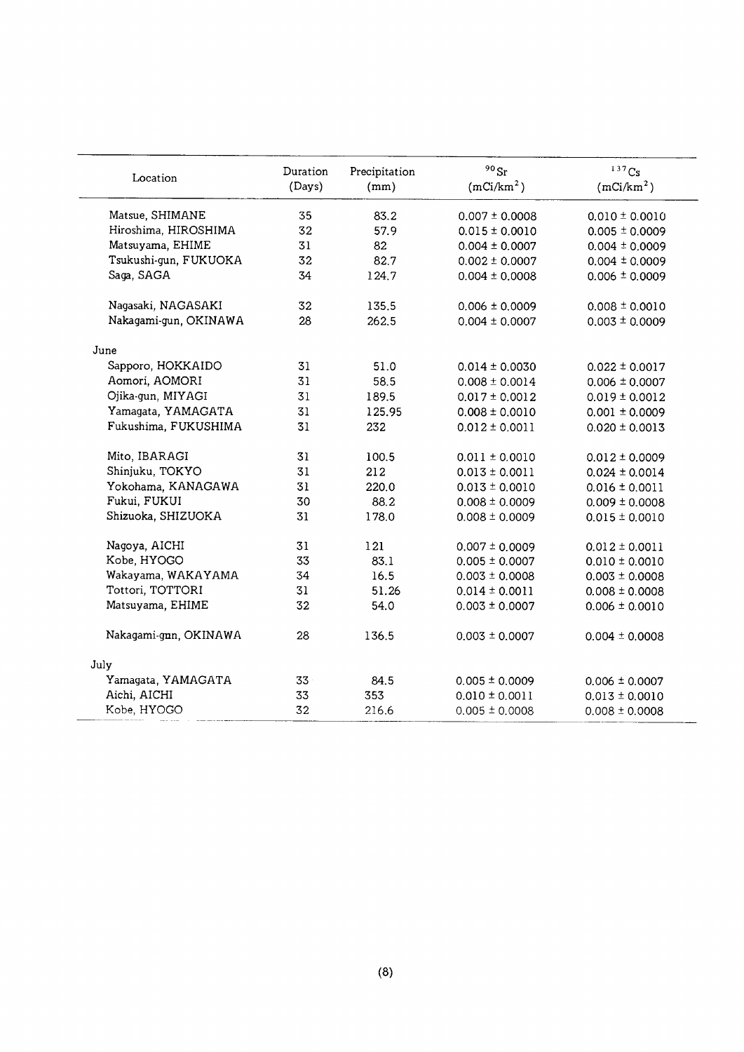| Location | Duration (Days) | Precipitation (mm) | $^{90}Sr$ ($mCi/km^2$) | $^{137}Cs$ ($mCi/km^2$) |
|---|---|---|---|---|
| Matsue, SHIMANE | 35 | 83.2 | 0.007 ± 0.0008 | 0.010 ± 0.0010 |
| Hiroshima, HIROSHIMA | 32 | 57.9 | 0.015 ± 0.0010 | 0.005 ± 0.0009 |
| Matsuyama, EHIME | 31 | 82 | 0.004 ± 0.0007 | 0.004 ± 0.0009 |
| Tsukushi-gun, FUKUOKA | 32 | 82.7 | 0.002 ± 0.0007 | 0.004 ± 0.0009 |
| Saga, SAGA | 34 | 124.7 | 0.004 ± 0.0008 | 0.006 ± 0.0009 |
| Nagasaki, NAGASAKI | 32 | 135.5 | 0.006 ± 0.0009 | 0.008 ± 0.0010 |
| Nakagami-gun, OKINAWA | 28 | 262.5 | 0.004 ± 0.0007 | 0.003 ± 0.0009 |
| June | | | | |
| Sapporo, HOKKAIDO | 31 | 51.0 | 0.014 ± 0.0030 | 0.022 ± 0.0017 |
| Aomori, AOMORI | 31 | 58.5 | 0.008 ± 0.0014 | 0.006 ± 0.0007 |
| Ojika-gun, MIYAGI | 31 | 189.5 | 0.017 ± 0.0012 | 0.019 ± 0.0012 |
| Yamagata, YAMAGATA | 31 | 125.95 | 0.008 ± 0.0010 | 0.001 ± 0.0009 |
| Fukushima, FUKUSHIMA | 31 | 232 | 0.012 ± 0.0011 | 0.020 ± 0.0013 |
| Mito, IBARAGI | 31 | 100.5 | 0.011 ± 0.0010 | 0.012 ± 0.0009 |
| Shinjuku, TOKYO | 31 | 212 | 0.013 ± 0.0011 | 0.024 ± 0.0014 |
| Yokohama, KANAGAWA | 31 | 220.0 | 0.013 ± 0.0010 | 0.016 ± 0.0011 |
| Fukui, FUKUI | 30 | 88.2 | 0.008 ± 0.0009 | 0.009 ± 0.0008 |
| Shizuoka, SHIZUOKA | 31 | 178.0 | 0.008 ± 0.0009 | 0.015 ± 0.0010 |
| Nagoya, AICHI | 31 | 121 | 0.007 ± 0.0009 | 0.012 ± 0.0011 |
| Kobe, HYOGO | 33 | 83.1 | 0.005 ± 0.0007 | 0.010 ± 0.0010 |
| Wakayama, WAKAYAMA | 34 | 16.5 | 0.003 ± 0.0008 | 0.003 ± 0.0008 |
| Tottori, TOTTORI | 31 | 51.26 | 0.014 ± 0.0011 | 0.008 ± 0.0008 |
| Matsuyama, EHIME | 32 | 54.0 | 0.003 ± 0.0007 | 0.006 ± 0.0010 |
| Nakagami-gun, OKINAWA | 28 | 136.5 | 0.003 ± 0.0007 | 0.004 ± 0.0008 |
| July | | | | |
| Yamagata, YAMAGATA | 33 | 84.5 | 0.005 ± 0.0009 | 0.006 ± 0.0007 |
| Aichi, AICHI | 33 | 353 | 0.010 ± 0.0011 | 0.013 ± 0.0010 |
| Kobe, HYOGO | 32 | 216.6 | 0.005 ± 0.0008 | 0.008 ± 0.0008 |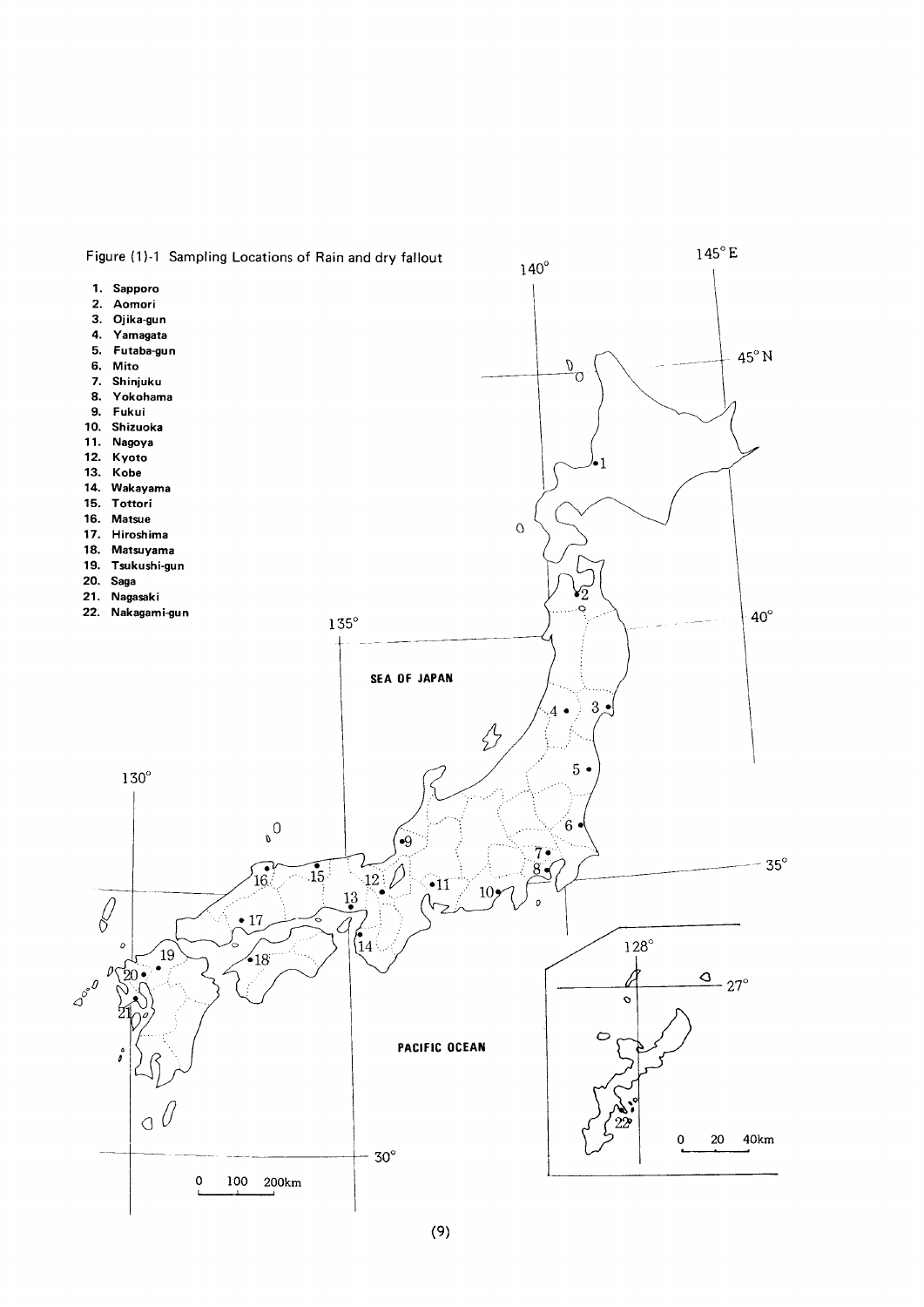Figure (1)-1 Sampling Locations of Rain and dry fallout

1. Sapporo
2. Aomori
3. Ojika-gun
4. Yamagata
5. Futaba-gun
6. Mito
7. Shinjuku
8. Yokohama
9. Fukui
10. Shizuoka
11. Nagoya
12. Kyoto
13. Kobe
14. Wakayama
15. Tottori
16. Matsue
17. Hiroshima
18. Matsuyama
19. Tsukushi-gun
20. Saga
21. Nagasaki
22. Nakagami-gun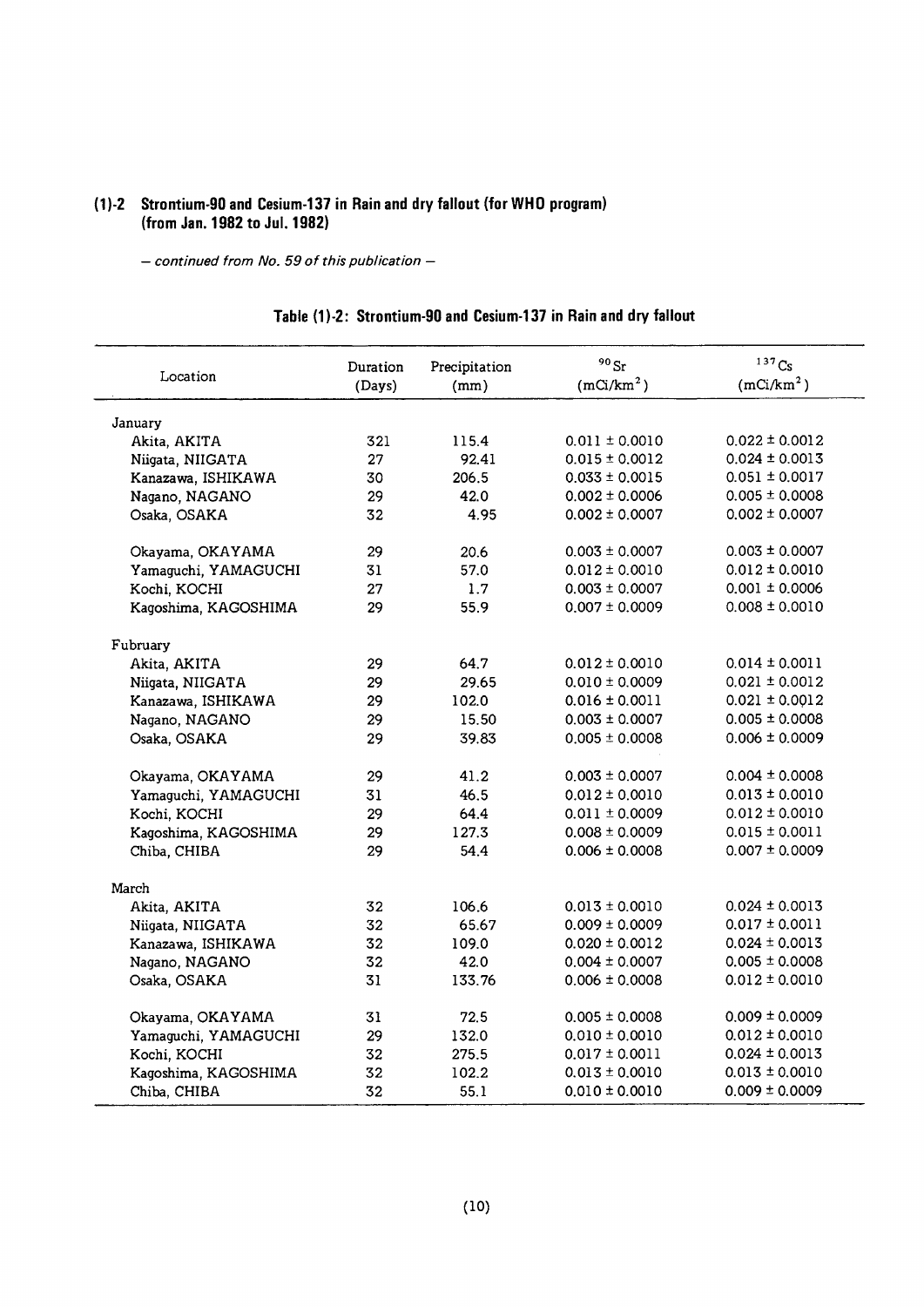## (1)-2 Strontium-90 and Cesium-137 in Rain and dry fallout (for WHO program) (from Jan. 1982 to Jul. 1982)

*– continued from No. 59 of this publication –*

### Table (1)-2: Strontium-90 and Cesium-137 in Rain and dry fallout

| Location | Duration (Days) | Precipitation (mm) | $^{90}Sr$ ($mCi/km^2$) | $^{137}Cs$ ($mCi/km^2$) |
|---|---|---|---|---|
| January | | | | |
| Akita, AKITA | 321 | 115.4 | 0.011 ± 0.0010 | 0.022 ± 0.0012 |
| Niigata, NIIGATA | 27 | 92.41 | 0.015 ± 0.0012 | 0.024 ± 0.0013 |
| Kanazawa, ISHIKAWA | 30 | 206.5 | 0.033 ± 0.0015 | 0.051 ± 0.0017 |
| Nagano, NAGANO | 29 | 42.0 | 0.002 ± 0.0006 | 0.005 ± 0.0008 |
| Osaka, OSAKA | 32 | 4.95 | 0.002 ± 0.0007 | 0.002 ± 0.0007 |
| Okayama, OKAYAMA | 29 | 20.6 | 0.003 ± 0.0007 | 0.003 ± 0.0007 |
| Yamaguchi, YAMAGUCHI | 31 | 57.0 | 0.012 ± 0.0010 | 0.012 ± 0.0010 |
| Kochi, KOCHI | 27 | 1.7 | 0.003 ± 0.0007 | 0.001 ± 0.0006 |
| Kagoshima, KAGOSHIMA | 29 | 55.9 | 0.007 ± 0.0009 | 0.008 ± 0.0010 |
| Fubruary | | | | |
| Akita, AKITA | 29 | 64.7 | 0.012 ± 0.0010 | 0.014 ± 0.0011 |
| Niigata, NIIGATA | 29 | 29.65 | 0.010 ± 0.0009 | 0.021 ± 0.0012 |
| Kanazawa, ISHIKAWA | 29 | 102.0 | 0.016 ± 0.0011 | 0.021 ± 0.0012 |
| Nagano, NAGANO | 29 | 15.50 | 0.003 ± 0.0007 | 0.005 ± 0.0008 |
| Osaka, OSAKA | 29 | 39.83 | 0.005 ± 0.0008 | 0.006 ± 0.0009 |
| Okayama, OKAYAMA | 29 | 41.2 | 0.003 ± 0.0007 | 0.004 ± 0.0008 |
| Yamaguchi, YAMAGUCHI | 31 | 46.5 | 0.012 ± 0.0010 | 0.013 ± 0.0010 |
| Kochi, KOCHI | 29 | 64.4 | 0.011 ± 0.0009 | 0.012 ± 0.0010 |
| Kagoshima, KAGOSHIMA | 29 | 127.3 | 0.008 ± 0.0009 | 0.015 ± 0.0011 |
| Chiba, CHIBA | 29 | 54.4 | 0.006 ± 0.0008 | 0.007 ± 0.0009 |
| March | | | | |
| Akita, AKITA | 32 | 106.6 | 0.013 ± 0.0010 | 0.024 ± 0.0013 |
| Niigata, NIIGATA | 32 | 65.67 | 0.009 ± 0.0009 | 0.017 ± 0.0011 |
| Kanazawa, ISHIKAWA | 32 | 109.0 | 0.020 ± 0.0012 | 0.024 ± 0.0013 |
| Nagano, NAGANO | 32 | 42.0 | 0.004 ± 0.0007 | 0.005 ± 0.0008 |
| Osaka, OSAKA | 31 | 133.76 | 0.006 ± 0.0008 | 0.012 ± 0.0010 |
| Okayama, OKAYAMA | 31 | 72.5 | 0.005 ± 0.0008 | 0.009 ± 0.0009 |
| Yamaguchi, YAMAGUCHI | 29 | 132.0 | 0.010 ± 0.0010 | 0.012 ± 0.0010 |
| Kochi, KOCHI | 32 | 275.5 | 0.017 ± 0.0011 | 0.024 ± 0.0013 |
| Kagoshima, KAGOSHIMA | 32 | 102.2 | 0.013 ± 0.0010 | 0.013 ± 0.0010 |
| Chiba, CHIBA | 32 | 55.1 | 0.010 ± 0.0010 | 0.009 ± 0.0009 |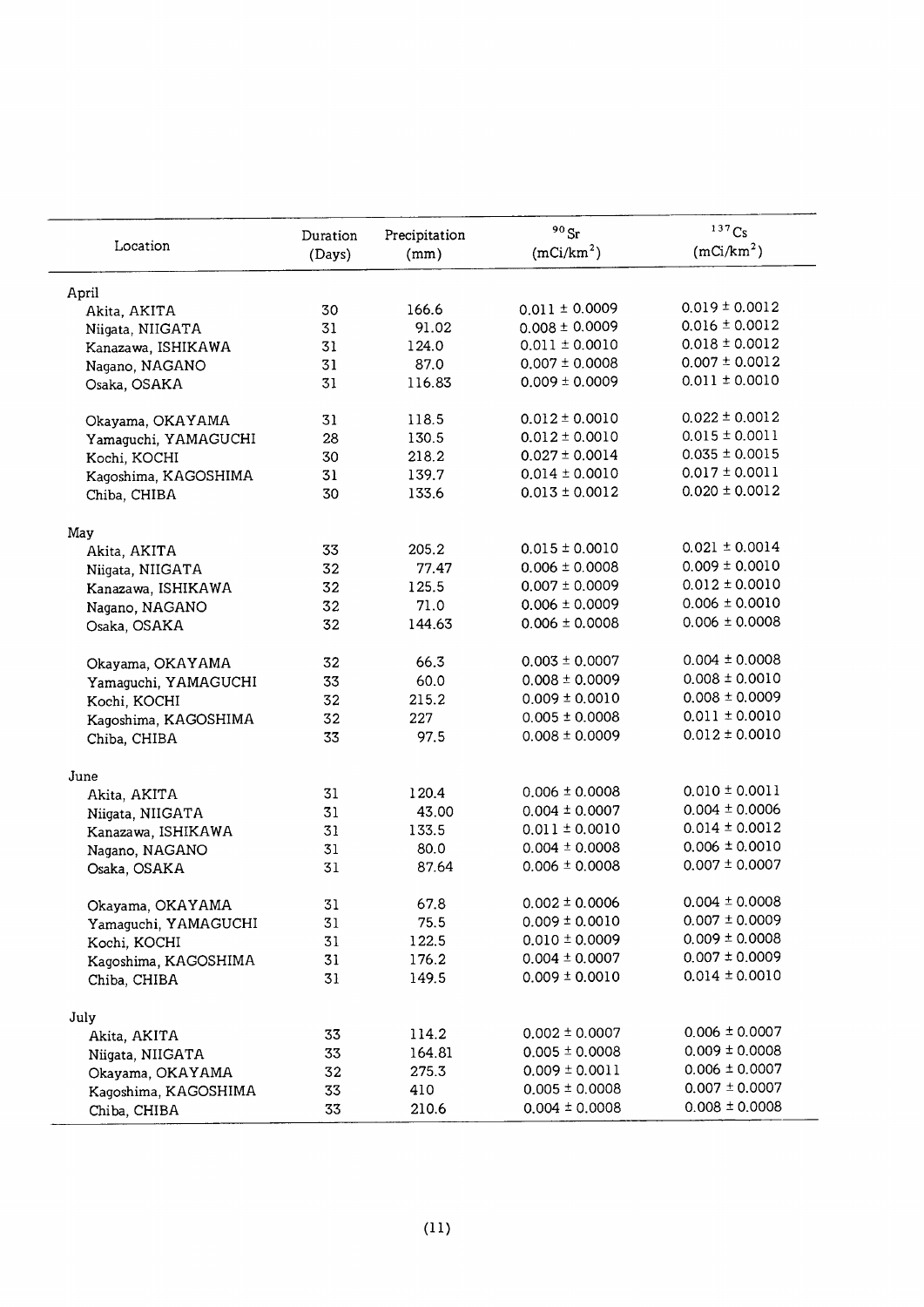| Location | Duration (Days) | Precipitation (mm) | $^{90}Sr$ (mCi/km$^2$) | $^{137}Cs$ (mCi/km$^2$) |
|---|---|---|---|---|
| April | | | | |
| Akita, AKITA | 30 | 166.6 | 0.011 ± 0.0009 | 0.019 ± 0.0012 |
| Niigata, NIIGATA | 31 | 91.02 | 0.008 ± 0.0009 | 0.016 ± 0.0012 |
| Kanazawa, ISHIKAWA | 31 | 124.0 | 0.011 ± 0.0010 | 0.018 ± 0.0012 |
| Nagano, NAGANO | 31 | 87.0 | 0.007 ± 0.0008 | 0.007 ± 0.0012 |
| Osaka, OSAKA | 31 | 116.83 | 0.009 ± 0.0009 | 0.011 ± 0.0010 |
| Okayama, OKAYAMA | 31 | 118.5 | 0.012 ± 0.0010 | 0.022 ± 0.0012 |
| Yamaguchi, YAMAGUCHI | 28 | 130.5 | 0.012 ± 0.0010 | 0.015 ± 0.0011 |
| Kochi, KOCHI | 30 | 218.2 | 0.027 ± 0.0014 | 0.035 ± 0.0015 |
| Kagoshima, KAGOSHIMA | 31 | 139.7 | 0.014 ± 0.0010 | 0.017 ± 0.0011 |
| Chiba, CHIBA | 30 | 133.6 | 0.013 ± 0.0012 | 0.020 ± 0.0012 |
| May | | | | |
| Akita, AKITA | 33 | 205.2 | 0.015 ± 0.0010 | 0.021 ± 0.0014 |
| Niigata, NIIGATA | 32 | 77.47 | 0.006 ± 0.0008 | 0.009 ± 0.0010 |
| Kanazawa, ISHIKAWA | 32 | 125.5 | 0.007 ± 0.0009 | 0.012 ± 0.0010 |
| Nagano, NAGANO | 32 | 71.0 | 0.006 ± 0.0009 | 0.006 ± 0.0010 |
| Osaka, OSAKA | 32 | 144.63 | 0.006 ± 0.0008 | 0.006 ± 0.0008 |
| Okayama, OKAYAMA | 32 | 66.3 | 0.003 ± 0.0007 | 0.004 ± 0.0008 |
| Yamaguchi, YAMAGUCHI | 33 | 60.0 | 0.008 ± 0.0009 | 0.008 ± 0.0010 |
| Kochi, KOCHI | 32 | 215.2 | 0.009 ± 0.0010 | 0.008 ± 0.0009 |
| Kagoshima, KAGOSHIMA | 32 | 227 | 0.005 ± 0.0008 | 0.011 ± 0.0010 |
| Chiba, CHIBA | 33 | 97.5 | 0.008 ± 0.0009 | 0.012 ± 0.0010 |
| June | | | | |
| Akita, AKITA | 31 | 120.4 | 0.006 ± 0.0008 | 0.010 ± 0.0011 |
| Niigata, NIIGATA | 31 | 43.00 | 0.004 ± 0.0007 | 0.004 ± 0.0006 |
| Kanazawa, ISHIKAWA | 31 | 133.5 | 0.011 ± 0.0010 | 0.014 ± 0.0012 |
| Nagano, NAGANO | 31 | 80.0 | 0.004 ± 0.0008 | 0.006 ± 0.0010 |
| Osaka, OSAKA | 31 | 87.64 | 0.006 ± 0.0008 | 0.007 ± 0.0007 |
| Okayama, OKAYAMA | 31 | 67.8 | 0.002 ± 0.0006 | 0.004 ± 0.0008 |
| Yamaguchi, YAMAGUCHI | 31 | 75.5 | 0.009 ± 0.0010 | 0.007 ± 0.0009 |
| Kochi, KOCHI | 31 | 122.5 | 0.010 ± 0.0009 | 0.009 ± 0.0008 |
| Kagoshima, KAGOSHIMA | 31 | 176.2 | 0.004 ± 0.0007 | 0.007 ± 0.0009 |
| Chiba, CHIBA | 31 | 149.5 | 0.009 ± 0.0010 | 0.014 ± 0.0010 |
| July | | | | |
| Akita, AKITA | 33 | 114.2 | 0.002 ± 0.0007 | 0.006 ± 0.0007 |
| Niigata, NIIGATA | 33 | 164.81 | 0.005 ± 0.0008 | 0.009 ± 0.0008 |
| Okayama, OKAYAMA | 32 | 275.3 | 0.009 ± 0.0011 | 0.006 ± 0.0007 |
| Kagoshima, KAGOSHIMA | 33 | 410 | 0.005 ± 0.0008 | 0.007 ± 0.0007 |
| Chiba, CHIBA | 33 | 210.6 | 0.004 ± 0.0008 | 0.008 ± 0.0008 |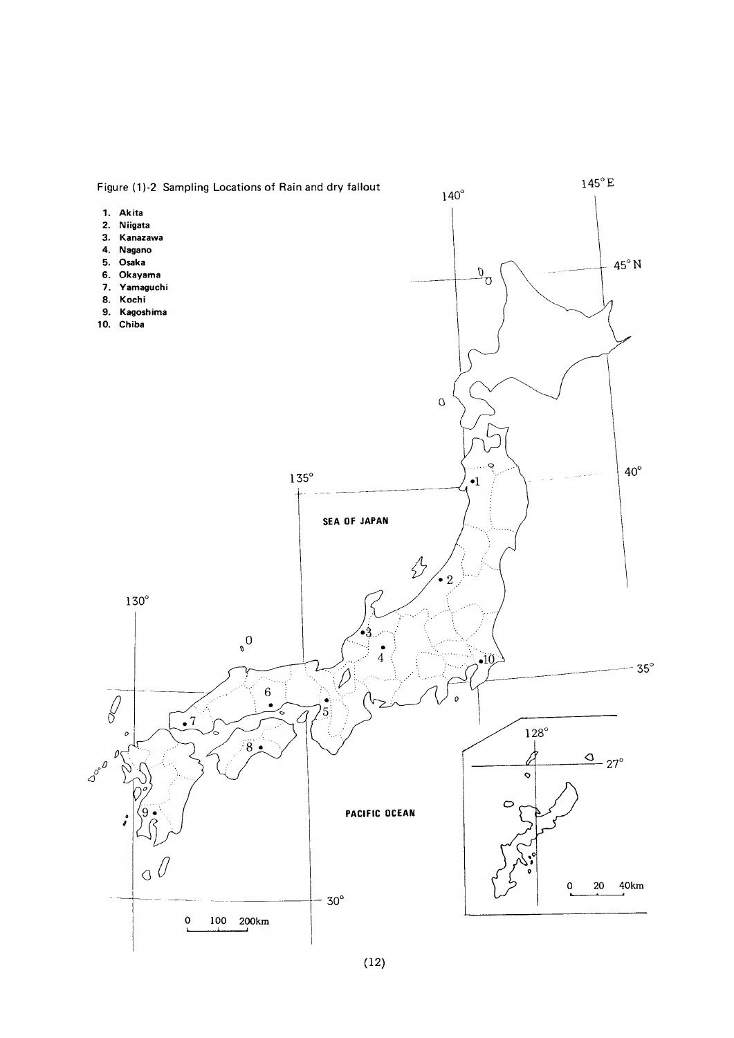Figure (1)-2 Sampling Locations of Rain and dry fallout

1. Akita
2. Niigata
3. Kanazawa
4. Nagano
5. Osaka
6. Okayama
7. Yamaguchi
8. Kochi
9. Kagoshima
10. Chiba

SEA OF JAPAN

PACIFIC OCEAN

145°E 140° 135° 130° 128°

45°N 40° 35° 30° 27°

0 100 200km

0 20 40km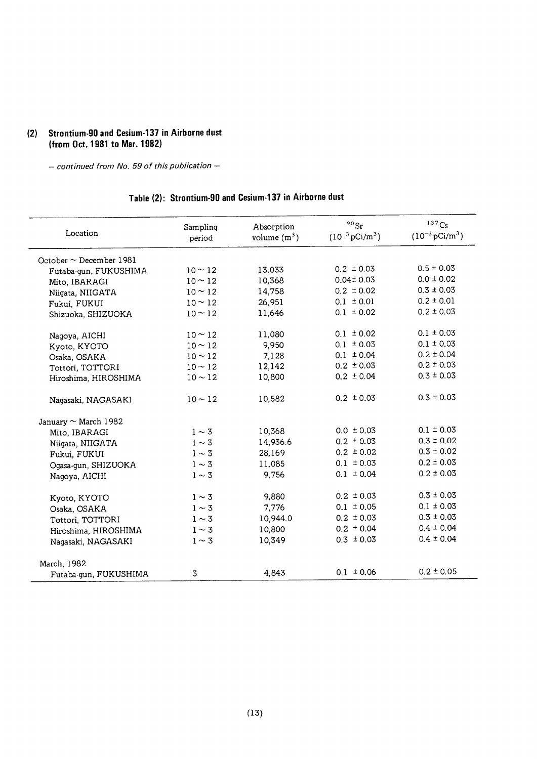## (2) Strontium-90 and Cesium-137 in Airborne dust (from Oct. 1981 to Mar. 1982)

*– continued from No. 59 of this publication –*

### Table (2): Strontium-90 and Cesium-137 in Airborne dust

| Location | Sampling period | Absorption volume ($m^3$) | $^{90}Sr$ ($10^{-3}$ pCi/$m^3$) | $^{137}Cs$ ($10^{-3}$ pCi/$m^3$) |
|---|---|---|---|---|
| October ~ December 1981 | | | | |
| Futaba-gun, FUKUSHIMA | 10 ~ 12 | 13,033 | 0.2 ± 0.03 | 0.5 ± 0.03 |
| Mito, IBARAGI | 10 ~ 12 | 10,368 | 0.04 ± 0.03 | 0.0 ± 0.02 |
| Niigata, NIIGATA | 10 ~ 12 | 14,758 | 0.2 ± 0.02 | 0.3 ± 0.03 |
| Fukui, FUKUI | 10 ~ 12 | 26,951 | 0.1 ± 0.01 | 0.2 ± 0.01 |
| Shizuoka, SHIZUOKA | 10 ~ 12 | 11,646 | 0.1 ± 0.02 | 0.2 ± 0.03 |
| Nagoya, AICHI | 10 ~ 12 | 11,080 | 0.1 ± 0.02 | 0.1 ± 0.03 |
| Kyoto, KYOTO | 10 ~ 12 | 9,950 | 0.1 ± 0.03 | 0.1 ± 0.03 |
| Osaka, OSAKA | 10 ~ 12 | 7,128 | 0.1 ± 0.04 | 0.2 ± 0.04 |
| Tottori, TOTTORI | 10 ~ 12 | 12,142 | 0.2 ± 0.03 | 0.2 ± 0.03 |
| Hiroshima, HIROSHIMA | 10 ~ 12 | 10,800 | 0.2 ± 0.04 | 0.3 ± 0.03 |
| Nagasaki, NAGASAKI | 10 ~ 12 | 10,582 | 0.2 ± 0.03 | 0.3 ± 0.03 |
| January ~ March 1982 | | | | |
| Mito, IBARAGI | 1 ~ 3 | 10,368 | 0.0 ± 0.03 | 0.1 ± 0.03 |
| Niigata, NIIGATA | 1 ~ 3 | 14,936.6 | 0.2 ± 0.03 | 0.3 ± 0.02 |
| Fukui, FUKUI | 1 ~ 3 | 28,169 | 0.2 ± 0.02 | 0.3 ± 0.02 |
| Ogasa-gun, SHIZUOKA | 1 ~ 3 | 11,085 | 0.1 ± 0.03 | 0.2 ± 0.03 |
| Nagoya, AICHI | 1 ~ 3 | 9,756 | 0.1 ± 0.04 | 0.2 ± 0.03 |
| Kyoto, KYOTO | 1 ~ 3 | 9,880 | 0.2 ± 0.03 | 0.3 ± 0.03 |
| Osaka, OSAKA | 1 ~ 3 | 7,776 | 0.1 ± 0.05 | 0.1 ± 0.03 |
| Tottori, TOTTORI | 1 ~ 3 | 10,944.0 | 0.2 ± 0.03 | 0.3 ± 0.03 |
| Hiroshima, HIROSHIMA | 1 ~ 3 | 10,800 | 0.2 ± 0.04 | 0.4 ± 0.04 |
| Nagasaki, NAGASAKI | 1 ~ 3 | 10,349 | 0.3 ± 0.03 | 0.4 ± 0.04 |
| March, 1982 | | | | |
| Futaba-gun, FUKUSHIMA | 3 | 4,843 | 0.1 ± 0.06 | 0.2 ± 0.05 |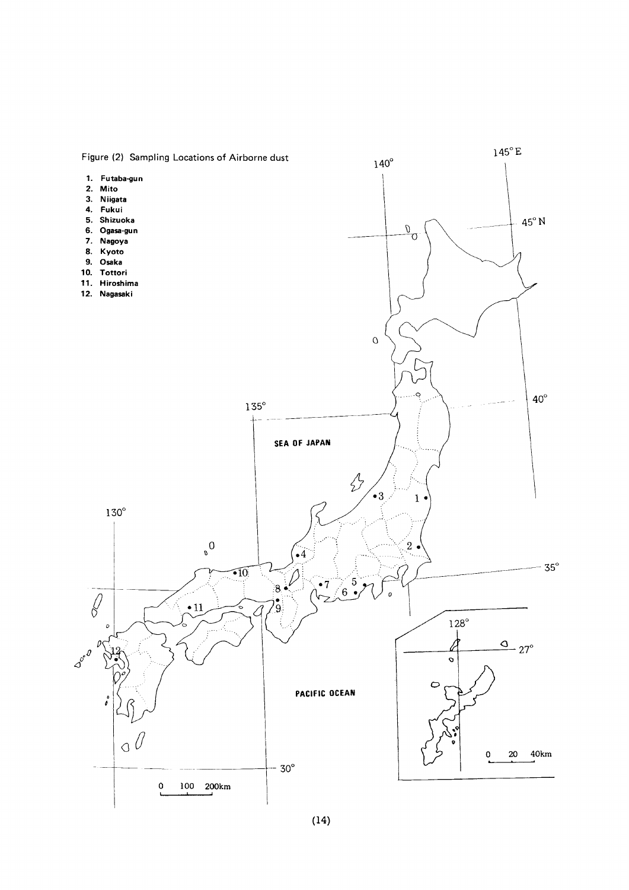Figure (2) Sampling Locations of Airborne dust

1. Futaba-gun
2. Mito
3. Niigata
4. Fukui
5. Shizuoka
6. Ogasa-gun
7. Nagoya
8. Kyoto
9. Osaka
10. Tottori
11. Hiroshima
12. Nagasaki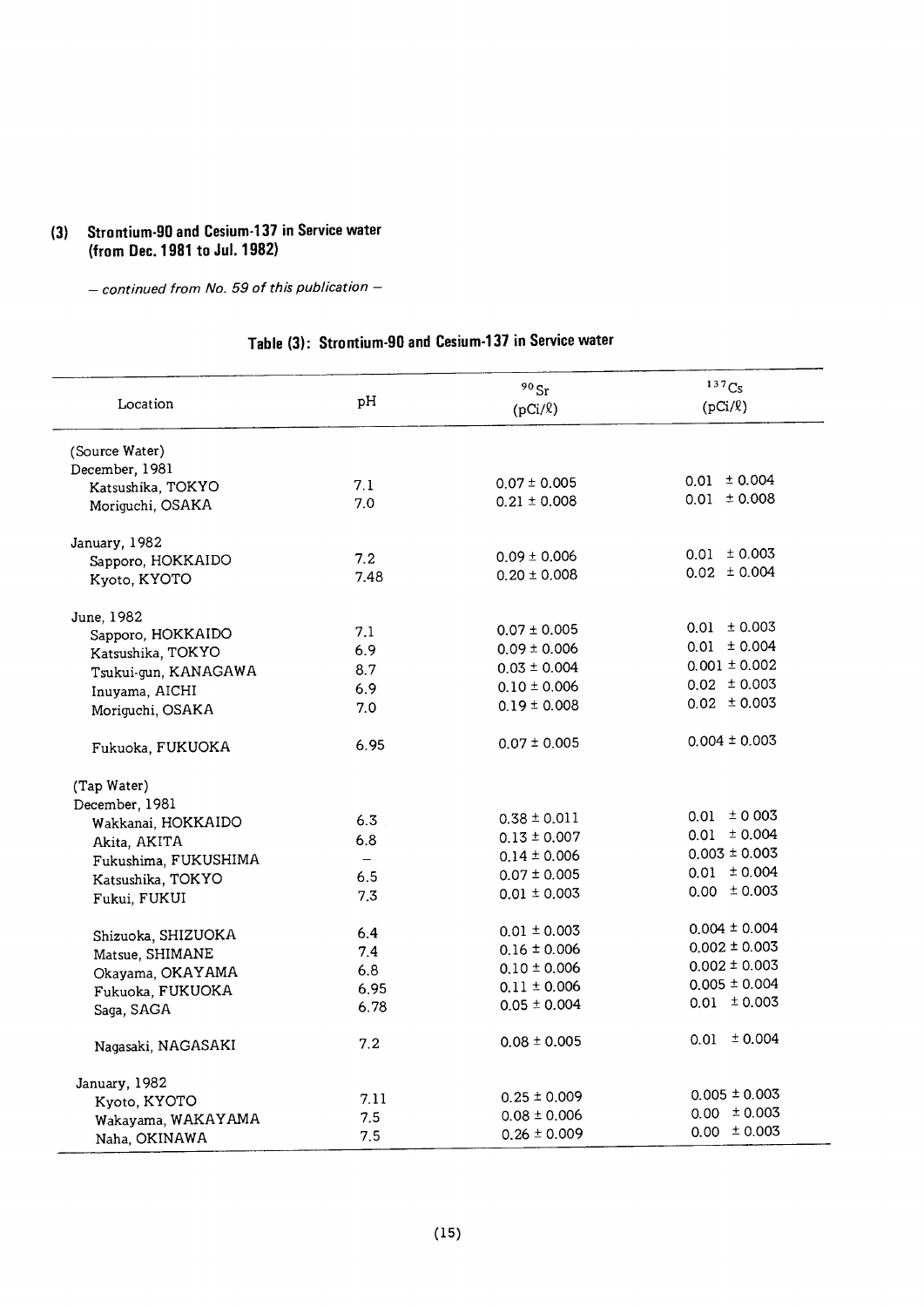### (3) Strontium-90 and Cesium-137 in Service water (from Dec. 1981 to Jul. 1982)

*– continued from No. 59 of this publication –*

**Table (3): Strontium-90 and Cesium-137 in Service water**

| Location | pH | $^{90}Sr$ (pCi/ℓ) | $^{137}Cs$ (pCi/ℓ) |
|---|---|---|---|
| (Source Water) | | | |
| December, 1981 | | | |
| Katsushika, TOKYO | 7.1 | 0.07 ± 0.005 | 0.01 ± 0.004 |
| Moriguchi, OSAKA | 7.0 | 0.21 ± 0.008 | 0.01 ± 0.008 |
| January, 1982 | | | |
| Sapporo, HOKKAIDO | 7.2 | 0.09 ± 0.006 | 0.01 ± 0.003 |
| Kyoto, KYOTO | 7.48 | 0.20 ± 0.008 | 0.02 ± 0.004 |
| June, 1982 | | | |
| Sapporo, HOKKAIDO | 7.1 | 0.07 ± 0.005 | 0.01 ± 0.003 |
| Katsushika, TOKYO | 6.9 | 0.09 ± 0.006 | 0.01 ± 0.004 |
| Tsukui-gun, KANAGAWA | 8.7 | 0.03 ± 0.004 | 0.001 ± 0.002 |
| Inuyama, AICHI | 6.9 | 0.10 ± 0.006 | 0.02 ± 0.003 |
| Moriguchi, OSAKA | 7.0 | 0.19 ± 0.008 | 0.02 ± 0.003 |
| Fukuoka, FUKUOKA | 6.95 | 0.07 ± 0.005 | 0.004 ± 0.003 |
| (Tap Water) | | | |
| December, 1981 | | | |
| Wakkanai, HOKKAIDO | 6.3 | 0.38 ± 0.011 | 0.01 ± 0 003 |
| Akita, AKITA | 6.8 | 0.13 ± 0.007 | 0.01 ± 0.004 |
| Fukushima, FUKUSHIMA | – | 0.14 ± 0.006 | 0.003 ± 0.003 |
| Katsushika, TOKYO | 6.5 | 0.07 ± 0.005 | 0.01 ± 0.004 |
| Fukui, FUKUI | 7.3 | 0.01 ± 0.003 | 0.00 ± 0.003 |
| Shizuoka, SHIZUOKA | 6.4 | 0.01 ± 0.003 | 0.004 ± 0.004 |
| Matsue, SHIMANE | 7.4 | 0.16 ± 0.006 | 0.002 ± 0.003 |
| Okayama, OKAYAMA | 6.8 | 0.10 ± 0.006 | 0.002 ± 0.003 |
| Fukuoka, FUKUOKA | 6.95 | 0.11 ± 0.006 | 0.005 ± 0.004 |
| Saga, SAGA | 6.78 | 0.05 ± 0.004 | 0.01 ± 0.003 |
| Nagasaki, NAGASAKI | 7.2 | 0.08 ± 0.005 | 0.01 ± 0.004 |
| January, 1982 | | | |
| Kyoto, KYOTO | 7.11 | 0.25 ± 0.009 | 0.005 ± 0.003 |
| Wakayama, WAKAYAMA | 7.5 | 0.08 ± 0.006 | 0.00 ± 0.003 |
| Naha, OKINAWA | 7.5 | 0.26 ± 0.009 | 0.00 ± 0.003 |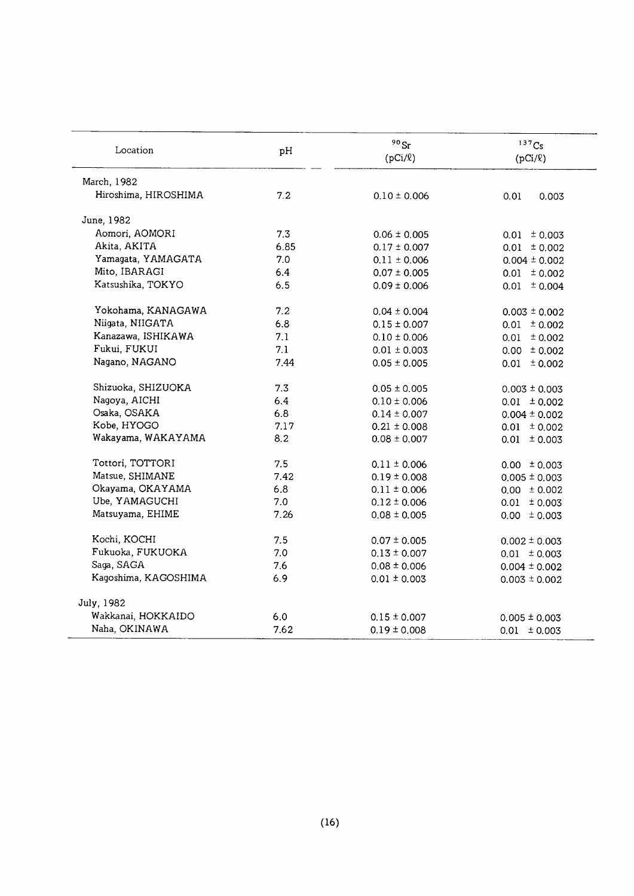| Location | pH | $^{90}Sr$ (pCi/ℓ) | $^{137}Cs$ (pCi/ℓ) |
|---|---|---|---|
| March, 1982 | | | |
| Hiroshima, HIROSHIMA | 7.2 | 0.10 ± 0.006 | 0.01 0.003 |
| June, 1982 | | | |
| Aomori, AOMORI | 7.3 | 0.06 ± 0.005 | 0.01 ± 0.003 |
| Akita, AKITA | 6.85 | 0.17 ± 0.007 | 0.01 ± 0.002 |
| Yamagata, YAMAGATA | 7.0 | 0.11 ± 0.006 | 0.004 ± 0.002 |
| Mito, IBARAGI | 6.4 | 0.07 ± 0.005 | 0.01 ± 0.002 |
| Katsushika, TOKYO | 6.5 | 0.09 ± 0.006 | 0.01 ± 0.004 |
| Yokohama, KANAGAWA | 7.2 | 0.04 ± 0.004 | 0.003 ± 0.002 |
| Niigata, NIIGATA | 6.8 | 0.15 ± 0.007 | 0.01 ± 0.002 |
| Kanazawa, ISHIKAWA | 7.1 | 0.10 ± 0.006 | 0.01 ± 0.002 |
| Fukui, FUKUI | 7.1 | 0.01 ± 0.003 | 0.00 ± 0.002 |
| Nagano, NAGANO | 7.44 | 0.05 ± 0.005 | 0.01 ± 0.002 |
| Shizuoka, SHIZUOKA | 7.3 | 0.05 ± 0.005 | 0.003 ± 0.003 |
| Nagoya, AICHI | 6.4 | 0.10 ± 0.006 | 0.01 ± 0.002 |
| Osaka, OSAKA | 6.8 | 0.14 ± 0.007 | 0.004 ± 0.002 |
| Kobe, HYOGO | 7.17 | 0.21 ± 0.008 | 0.01 ± 0.002 |
| Wakayama, WAKAYAMA | 8.2 | 0.08 ± 0.007 | 0.01 ± 0.003 |
| Tottori, TOTTORI | 7.5 | 0.11 ± 0.006 | 0.00 ± 0.003 |
| Matsue, SHIMANE | 7.42 | 0.19 ± 0.008 | 0.005 ± 0.003 |
| Okayama, OKAYAMA | 6.8 | 0.11 ± 0.006 | 0.00 ± 0.002 |
| Ube, YAMAGUCHI | 7.0 | 0.12 ± 0.006 | 0.01 ± 0.003 |
| Matsuyama, EHIME | 7.26 | 0.08 ± 0.005 | 0.00 ± 0.003 |
| Kochi, KOCHI | 7.5 | 0.07 ± 0.005 | 0.002 ± 0.003 |
| Fukuoka, FUKUOKA | 7.0 | 0.13 ± 0.007 | 0.01 ± 0.003 |
| Saga, SAGA | 7.6 | 0.08 ± 0.006 | 0.004 ± 0.002 |
| Kagoshima, KAGOSHIMA | 6.9 | 0.01 ± 0.003 | 0.003 ± 0.002 |
| July, 1982 | | | |
| Wakkanai, HOKKAIDO | 6.0 | 0.15 ± 0.007 | 0.005 ± 0.003 |
| Naha, OKINAWA | 7.62 | 0.19 ± 0.008 | 0.01 ± 0.003 |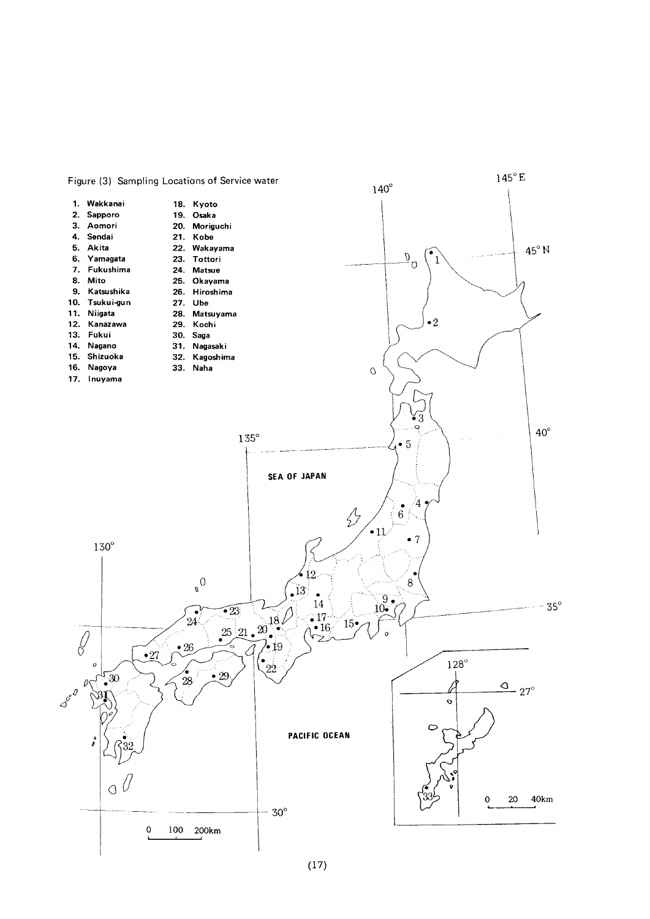Figure (3) Sampling Locations of Service water

1. Wakkanai
2. Sapporo
3. Aomori
4. Sendai
5. Akita
6. Yamagata
7. Fukushima
8. Mito
9. Katsushika
10. Tsukui-gun
11. Niigata
12. Kanazawa
13. Fukui
14. Nagano
15. Shizuoka
16. Nagoya
17. Inuyama
18. Kyoto
19. Osaka
20. Moriguchi
21. Kobe
22. Wakayama
23. Tottori
24. Matsue
25. Okayama
26. Hiroshima
27. Ube
28. Matsuyama
29. Kochi
30. Saga
31. Nagasaki
32. Kagoshima
33. Naha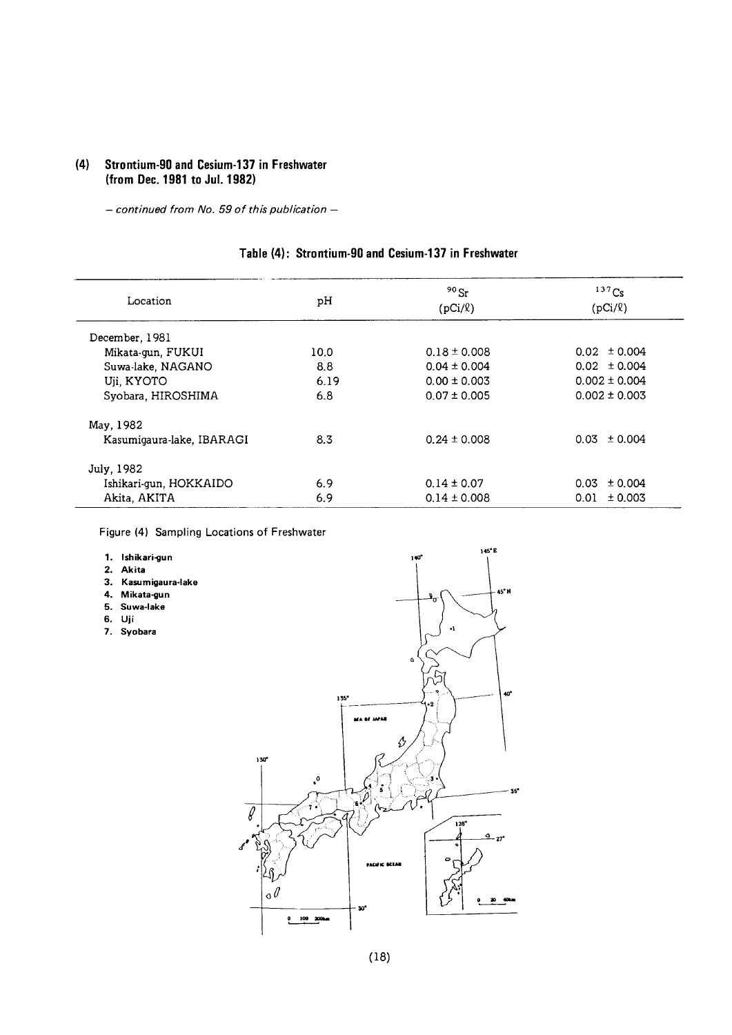## (4) Strontium-90 and Cesium-137 in Freshwater (from Dec. 1981 to Jul. 1982)

*– continued from No. 59 of this publication –*

### Table (4): Strontium-90 and Cesium-137 in Freshwater

| Location | pH | $^{90}Sr$ (pCi/ℓ) | $^{137}Cs$ (pCi/ℓ) |
|---|---|---|---|
| December, 1981 | | | |
| Mikata-gun, FUKUI | 10.0 | 0.18 ± 0.008 | 0.02 ± 0.004 |
| Suwa-lake, NAGANO | 8.8 | 0.04 ± 0.004 | 0.02 ± 0.004 |
| Uji, KYOTO | 6.19 | 0.00 ± 0.003 | 0.002 ± 0.004 |
| Syobara, HIROSHIMA | 6.8 | 0.07 ± 0.005 | 0.002 ± 0.003 |
| May, 1982 | | | |
| Kasumigaura-lake, IBARAGI | 8.3 | 0.24 ± 0.008 | 0.03 ± 0.004 |
| July, 1982 | | | |
| Ishikari-gun, HOKKAIDO | 6.9 | 0.14 ± 0.07 | 0.03 ± 0.004 |
| Akita, AKITA | 6.9 | 0.14 ± 0.008 | 0.01 ± 0.003 |

Figure (4) Sampling Locations of Freshwater

1. Ishikari-gun
2. Akita
3. Kasumigaura-lake
4. Mikata-gun
5. Suwa-lake
6. Uji
7. Syobara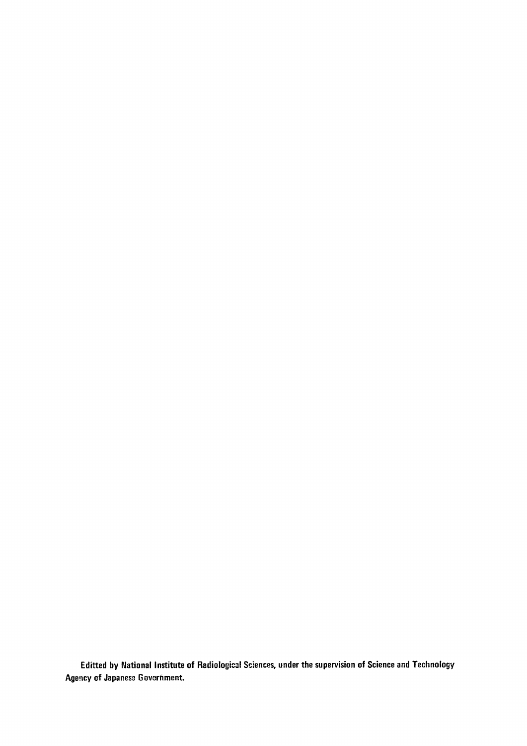Editted by National Institute of Radiological Sciences, under the supervision of Science and Technology Agency of Japanese Government.